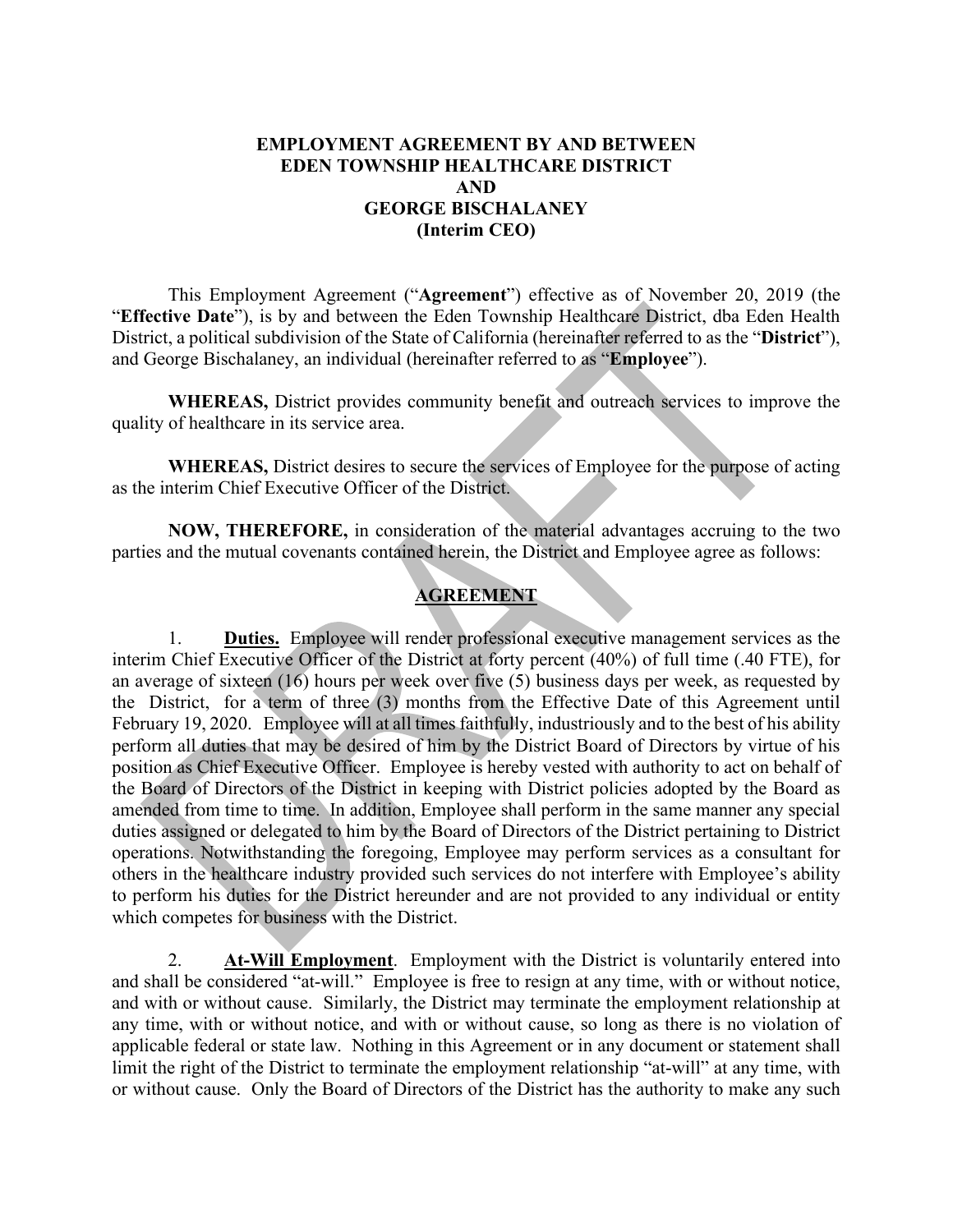**EMPLOYMENT AGREEMENT BY AND BETWEEN**
**EDEN TOWNSHIP HEALTHCARE DISTRICT**
**AND**
**GEORGE BISCHALANEY**
**(Interim CEO)**

This Employment Agreement ("**Agreement**") effective as of November 20, 2019 (the "**Effective Date**"), is by and between the Eden Township Healthcare District, dba Eden Health District, a political subdivision of the State of California (hereinafter referred to as the "**District**"), and George Bischalaney, an individual (hereinafter referred to as "**Employee**").

**WHEREAS,** District provides community benefit and outreach services to improve the quality of healthcare in its service area.

**WHEREAS,** District desires to secure the services of Employee for the purpose of acting as the interim Chief Executive Officer of the District.

**NOW, THEREFORE,** in consideration of the material advantages accruing to the two parties and the mutual covenants contained herein, the District and Employee agree as follows:

## AGREEMENT

1. **Duties.** Employee will render professional executive management services as the interim Chief Executive Officer of the District at forty percent (40%) of full time (.40 FTE), for an average of sixteen (16) hours per week over five (5) business days per week, as requested by the District, for a term of three (3) months from the Effective Date of this Agreement until February 19, 2020. Employee will at all times faithfully, industriously and to the best of his ability perform all duties that may be desired of him by the District Board of Directors by virtue of his position as Chief Executive Officer. Employee is hereby vested with authority to act on behalf of the Board of Directors of the District in keeping with District policies adopted by the Board as amended from time to time. In addition, Employee shall perform in the same manner any special duties assigned or delegated to him by the Board of Directors of the District pertaining to District operations. Notwithstanding the foregoing, Employee may perform services as a consultant for others in the healthcare industry provided such services do not interfere with Employee's ability to perform his duties for the District hereunder and are not provided to any individual or entity which competes for business with the District.

2. **At-Will Employment**. Employment with the District is voluntarily entered into and shall be considered "at-will." Employee is free to resign at any time, with or without notice, and with or without cause. Similarly, the District may terminate the employment relationship at any time, with or without notice, and with or without cause, so long as there is no violation of applicable federal or state law. Nothing in this Agreement or in any document or statement shall limit the right of the District to terminate the employment relationship "at-will" at any time, with or without cause. Only the Board of Directors of the District has the authority to make any such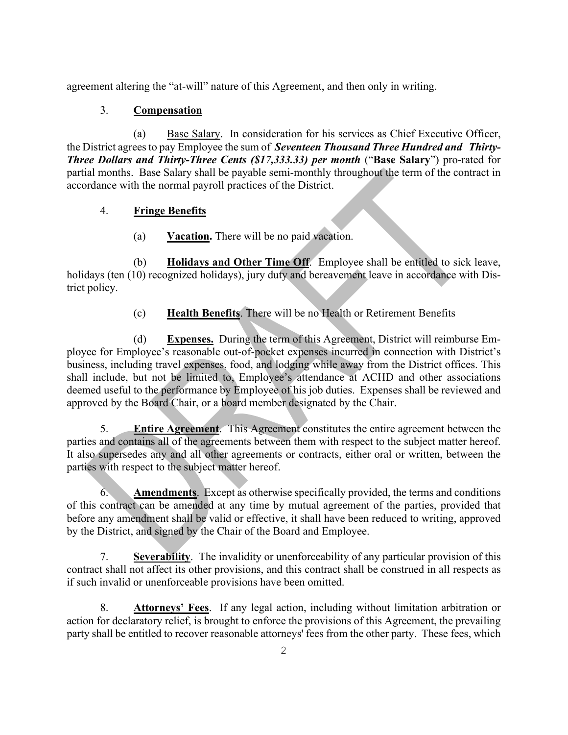agreement altering the "at-will" nature of this Agreement, and then only in writing.

3. **Compensation**

(a) Base Salary. In consideration for his services as Chief Executive Officer, the District agrees to pay Employee the sum of ***Seventeen Thousand Three Hundred and Thirty-Three Dollars and Thirty-Three Cents ($17,333.33) per month*** ("**Base Salary**") pro-rated for partial months. Base Salary shall be payable semi-monthly throughout the term of the contract in accordance with the normal payroll practices of the District.

4. **Fringe Benefits**

(a) **Vacation.** There will be no paid vacation.

(b) **Holidays and Other Time Off**. Employee shall be entitled to sick leave, holidays (ten (10) recognized holidays), jury duty and bereavement leave in accordance with District policy.

(c) **Health Benefits**. There will be no Health or Retirement Benefits

(d) **Expenses.** During the term of this Agreement, District will reimburse Employee for Employee's reasonable out-of-pocket expenses incurred in connection with District's business, including travel expenses, food, and lodging while away from the District offices. This shall include, but not be limited to, Employee's attendance at ACHD and other associations deemed useful to the performance by Employee of his job duties. Expenses shall be reviewed and approved by the Board Chair, or a board member designated by the Chair.

5. **Entire Agreement**. This Agreement constitutes the entire agreement between the parties and contains all of the agreements between them with respect to the subject matter hereof. It also supersedes any and all other agreements or contracts, either oral or written, between the parties with respect to the subject matter hereof.

6. **Amendments**. Except as otherwise specifically provided, the terms and conditions of this contract can be amended at any time by mutual agreement of the parties, provided that before any amendment shall be valid or effective, it shall have been reduced to writing, approved by the District, and signed by the Chair of the Board and Employee.

7. **Severability**. The invalidity or unenforceability of any particular provision of this contract shall not affect its other provisions, and this contract shall be construed in all respects as if such invalid or unenforceable provisions have been omitted.

8. **Attorneys' Fees**. If any legal action, including without limitation arbitration or action for declaratory relief, is brought to enforce the provisions of this Agreement, the prevailing party shall be entitled to recover reasonable attorneys' fees from the other party. These fees, which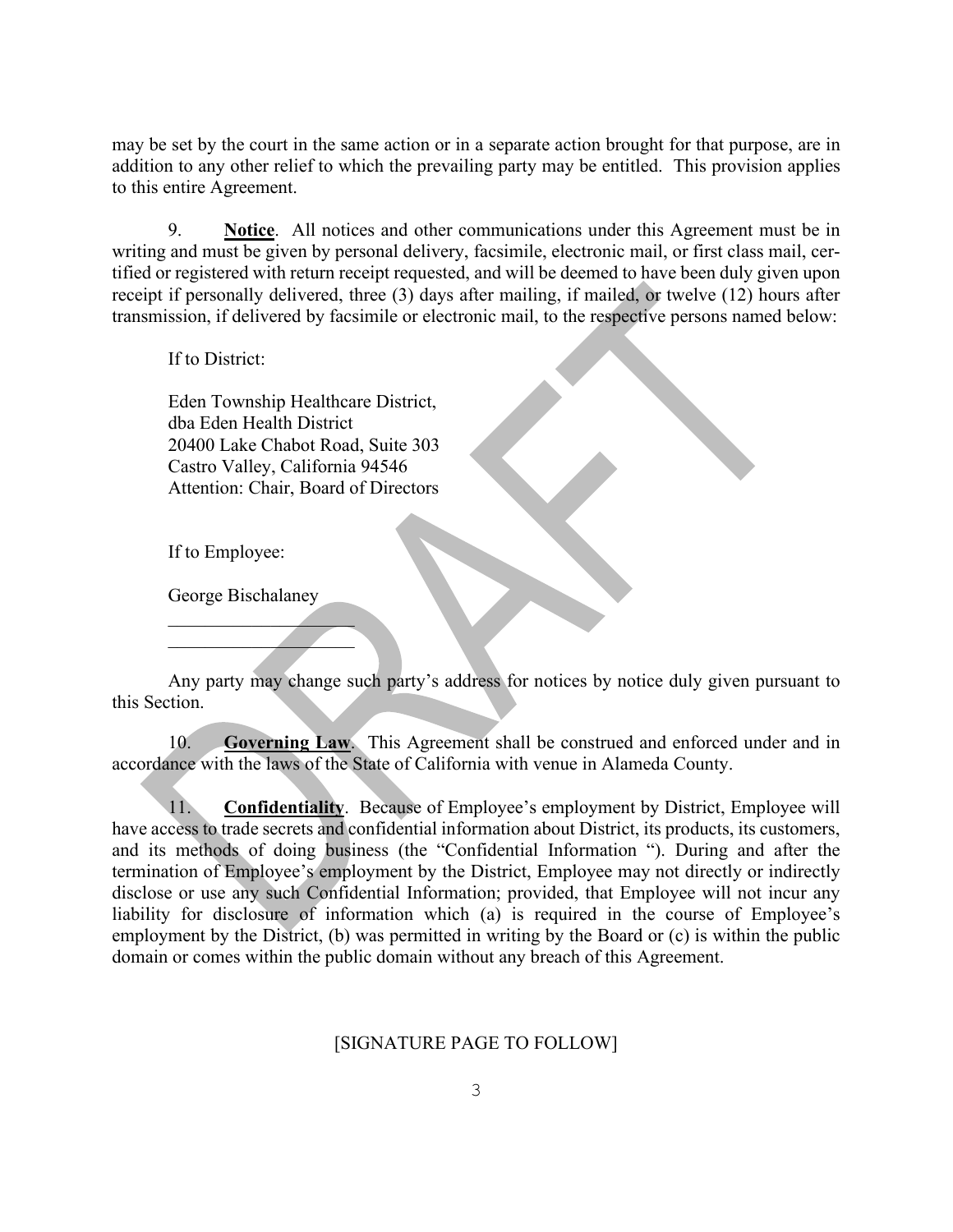may be set by the court in the same action or in a separate action brought for that purpose, are in addition to any other relief to which the prevailing party may be entitled. This provision applies to this entire Agreement.

9. **Notice**. All notices and other communications under this Agreement must be in writing and must be given by personal delivery, facsimile, electronic mail, or first class mail, certified or registered with return receipt requested, and will be deemed to have been duly given upon receipt if personally delivered, three (3) days after mailing, if mailed, or twelve (12) hours after transmission, if delivered by facsimile or electronic mail, to the respective persons named below:

If to District:

Eden Township Healthcare District,
dba Eden Health District
20400 Lake Chabot Road, Suite 303
Castro Valley, California 94546
Attention: Chair, Board of Directors

If to Employee:

George Bischalaney
____________________
____________________

Any party may change such party's address for notices by notice duly given pursuant to this Section.

10. **Governing Law**. This Agreement shall be construed and enforced under and in accordance with the laws of the State of California with venue in Alameda County.

11. **Confidentiality**. Because of Employee's employment by District, Employee will have access to trade secrets and confidential information about District, its products, its customers, and its methods of doing business (the "Confidential Information "). During and after the termination of Employee's employment by the District, Employee may not directly or indirectly disclose or use any such Confidential Information; provided, that Employee will not incur any liability for disclosure of information which (a) is required in the course of Employee's employment by the District, (b) was permitted in writing by the Board or (c) is within the public domain or comes within the public domain without any breach of this Agreement.

[SIGNATURE PAGE TO FOLLOW]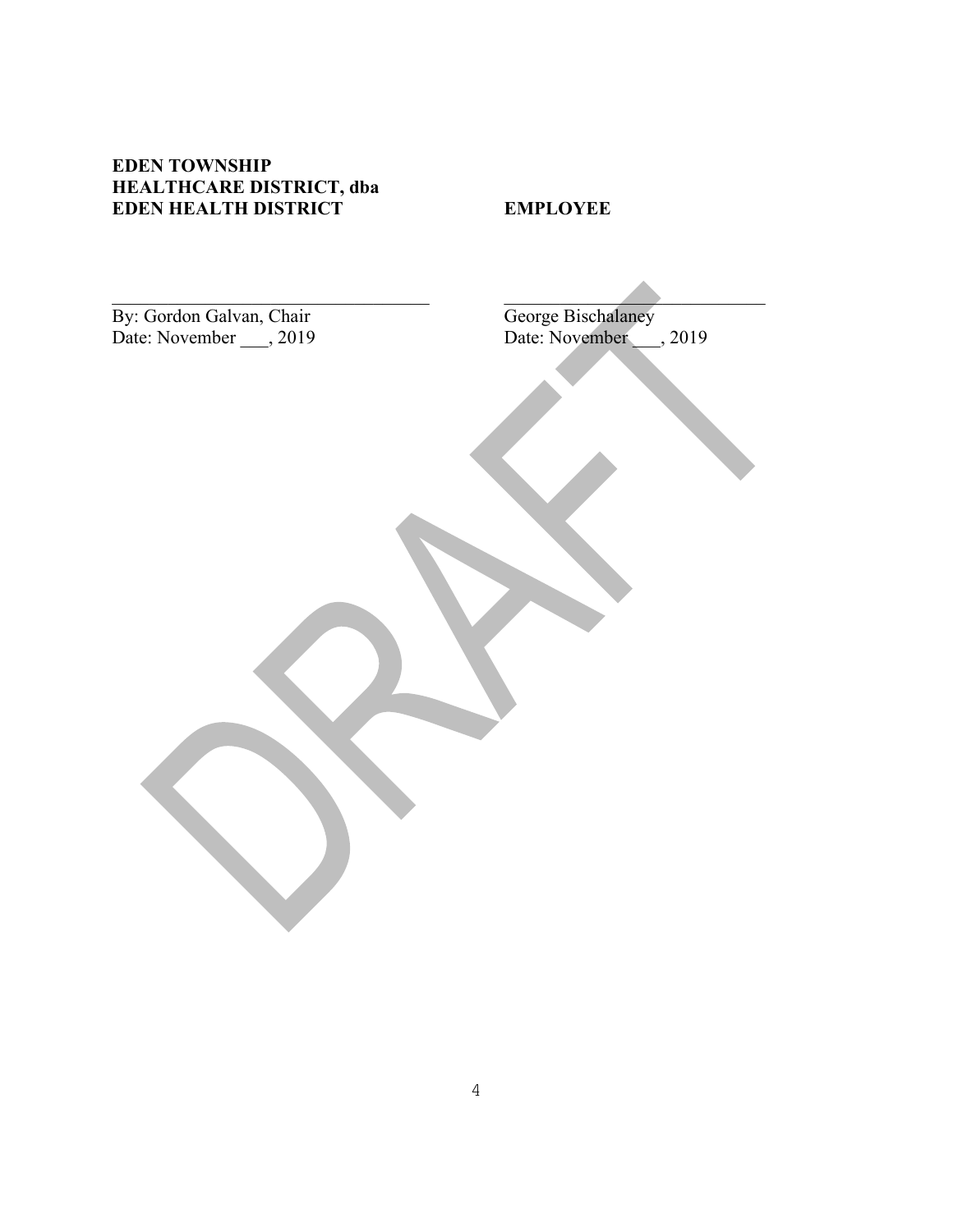**EDEN TOWNSHIP HEALTHCARE DISTRICT, dba EDEN HEALTH DISTRICT**

\_\_\_\_\_\_\_\_\_\_\_\_\_\_\_\_\_\_\_\_\_\_\_\_\_\_\_\_\_\_\_\_\_\_\_

By: Gordon Galvan, Chair
Date: November \_\_\_, 2019

**EMPLOYEE**

\_\_\_\_\_\_\_\_\_\_\_\_\_\_\_\_\_\_\_\_\_\_\_\_\_\_\_\_\_\_

George Bischalaney
Date: November \_\_\_, 2019

DRAFT